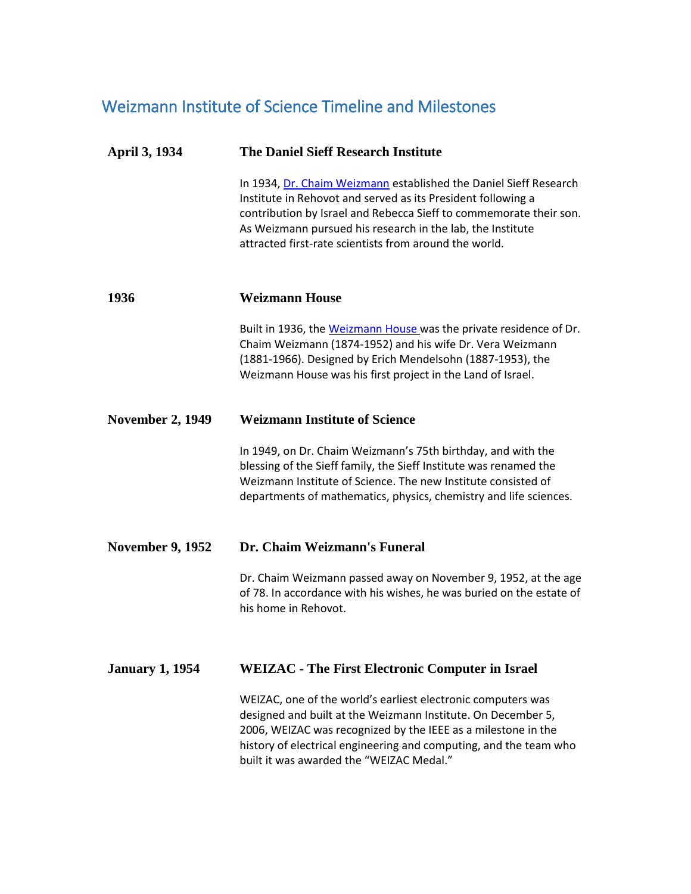# Weizmann Institute of Science Timeline and Milestones

**April 3, 1934** — **The Daniel Sieff Research Institute**

In 1934, [Dr. Chaim Weizmann] established the Daniel Sieff Research Institute in Rehovot and served as its President following a contribution by Israel and Rebecca Sieff to commemorate their son. As Weizmann pursued his research in the lab, the Institute attracted first-rate scientists from around the world.

**1936** — **Weizmann House**

Built in 1936, the [Weizmann House] was the private residence of Dr. Chaim Weizmann (1874-1952) and his wife Dr. Vera Weizmann (1881-1966). Designed by Erich Mendelsohn (1887-1953), the Weizmann House was his first project in the Land of Israel.

**November 2, 1949** — **Weizmann Institute of Science**

In 1949, on Dr. Chaim Weizmann's 75th birthday, and with the blessing of the Sieff family, the Sieff Institute was renamed the Weizmann Institute of Science. The new Institute consisted of departments of mathematics, physics, chemistry and life sciences.

**November 9, 1952** — **Dr. Chaim Weizmann's Funeral**

Dr. Chaim Weizmann passed away on November 9, 1952, at the age of 78. In accordance with his wishes, he was buried on the estate of his home in Rehovot.

**January 1, 1954** — **WEIZAC - The First Electronic Computer in Israel**

WEIZAC, one of the world's earliest electronic computers was designed and built at the Weizmann Institute. On December 5, 2006, WEIZAC was recognized by the IEEE as a milestone in the history of electrical engineering and computing, and the team who built it was awarded the "WEIZAC Medal."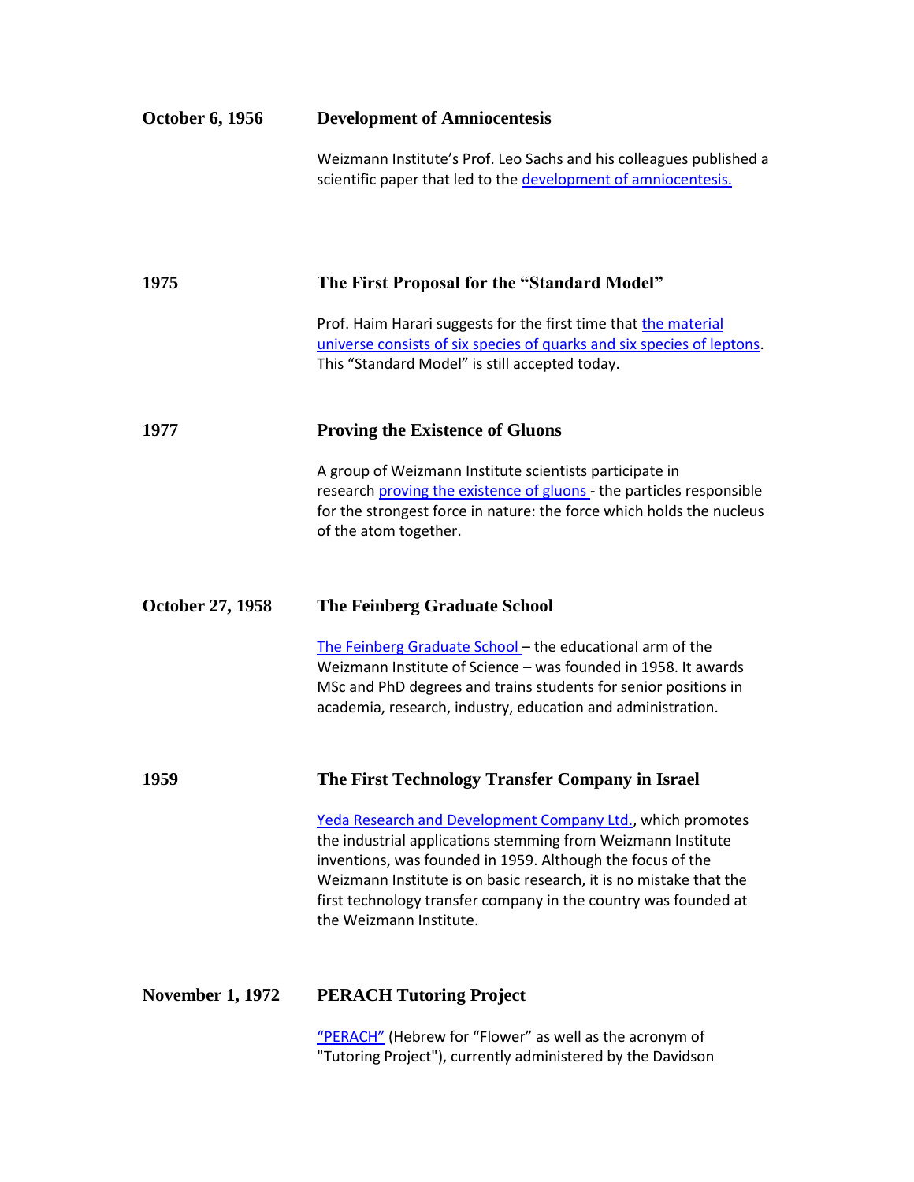**October 6, 1956** **Development of Amniocentesis**

Weizmann Institute's Prof. Leo Sachs and his colleagues published a scientific paper that led to the development of amniocentesis.

**1975** **The First Proposal for the "Standard Model"**

Prof. Haim Harari suggests for the first time that the material universe consists of six species of quarks and six species of leptons. This "Standard Model" is still accepted today.

**1977** **Proving the Existence of Gluons**

A group of Weizmann Institute scientists participate in research proving the existence of gluons - the particles responsible for the strongest force in nature: the force which holds the nucleus of the atom together.

**October 27, 1958** **The Feinberg Graduate School**

The Feinberg Graduate School – the educational arm of the Weizmann Institute of Science – was founded in 1958. It awards MSc and PhD degrees and trains students for senior positions in academia, research, industry, education and administration.

**1959** **The First Technology Transfer Company in Israel**

Yeda Research and Development Company Ltd., which promotes the industrial applications stemming from Weizmann Institute inventions, was founded in 1959. Although the focus of the Weizmann Institute is on basic research, it is no mistake that the first technology transfer company in the country was founded at the Weizmann Institute.

**November 1, 1972** **PERACH Tutoring Project**

"PERACH" (Hebrew for "Flower" as well as the acronym of "Tutoring Project"), currently administered by the Davidson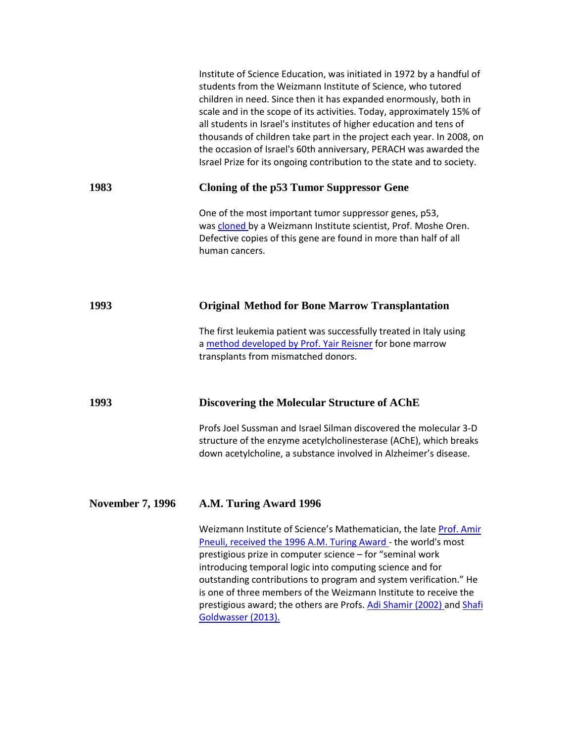Institute of Science Education, was initiated in 1972 by a handful of students from the Weizmann Institute of Science, who tutored children in need. Since then it has expanded enormously, both in scale and in the scope of its activities. Today, approximately 15% of all students in Israel's institutes of higher education and tens of thousands of children take part in the project each year. In 2008, on the occasion of Israel's 60th anniversary, PERACH was awarded the Israel Prize for its ongoing contribution to the state and to society.

**1983** **Cloning of the p53 Tumor Suppressor Gene**

One of the most important tumor suppressor genes, p53, was cloned by a Weizmann Institute scientist, Prof. Moshe Oren. Defective copies of this gene are found in more than half of all human cancers.

**1993** **Original Method for Bone Marrow Transplantation**

The first leukemia patient was successfully treated in Italy using a method developed by Prof. Yair Reisner for bone marrow transplants from mismatched donors.

**1993** **Discovering the Molecular Structure of AChE**

Profs Joel Sussman and Israel Silman discovered the molecular 3-D structure of the enzyme acetylcholinesterase (AChE), which breaks down acetylcholine, a substance involved in Alzheimer's disease.

**November 7, 1996** **A.M. Turing Award 1996**

Weizmann Institute of Science's Mathematician, the late Prof. Amir Pneuli, received the 1996 A.M. Turing Award - the world's most prestigious prize in computer science – for "seminal work introducing temporal logic into computing science and for outstanding contributions to program and system verification." He is one of three members of the Weizmann Institute to receive the prestigious award; the others are Profs. Adi Shamir (2002) and Shafi Goldwasser (2013).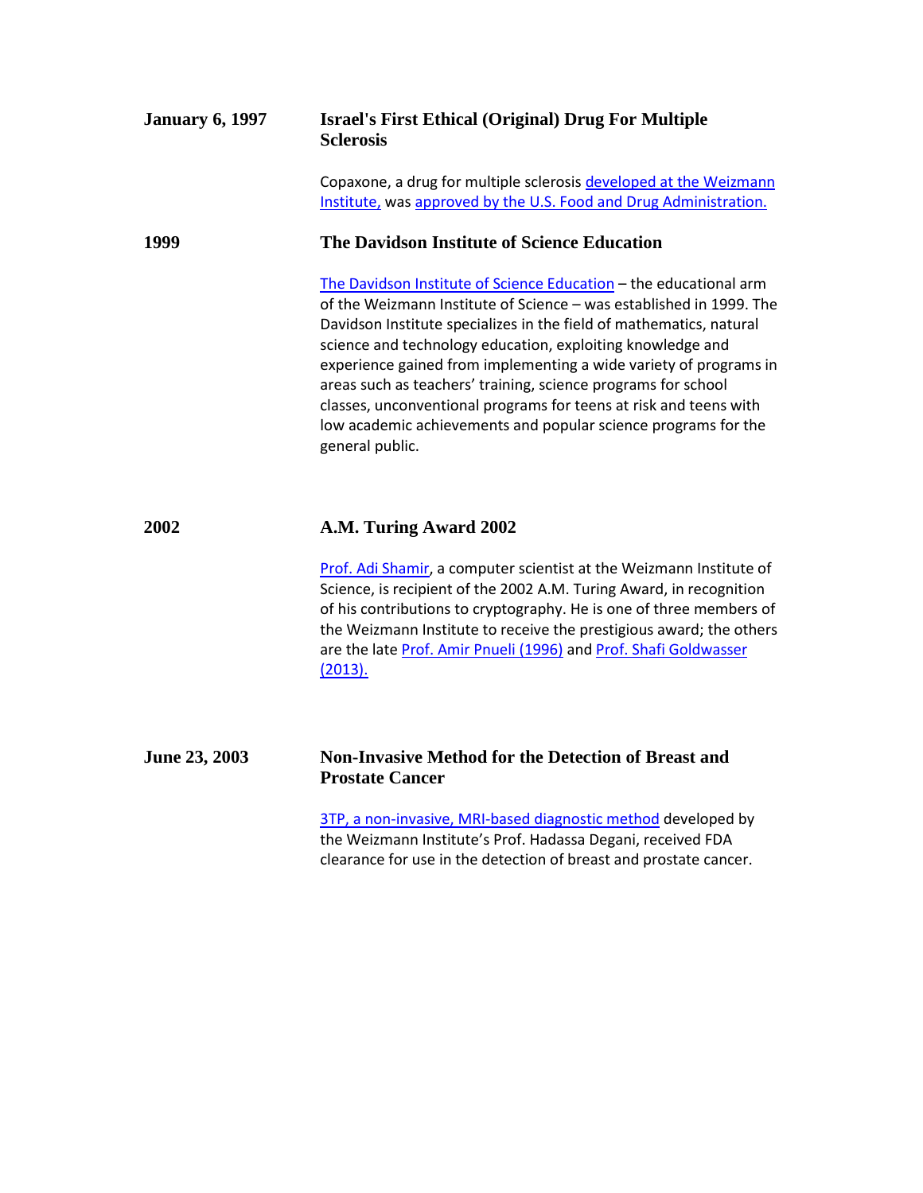**January 6, 1997** **Israel's First Ethical (Original) Drug For Multiple Sclerosis**

Copaxone, a drug for multiple sclerosis developed at the Weizmann Institute, was approved by the U.S. Food and Drug Administration.

**1999** **The Davidson Institute of Science Education**

The Davidson Institute of Science Education – the educational arm of the Weizmann Institute of Science – was established in 1999. The Davidson Institute specializes in the field of mathematics, natural science and technology education, exploiting knowledge and experience gained from implementing a wide variety of programs in areas such as teachers' training, science programs for school classes, unconventional programs for teens at risk and teens with low academic achievements and popular science programs for the general public.

**2002** **A.M. Turing Award 2002**

Prof. Adi Shamir, a computer scientist at the Weizmann Institute of Science, is recipient of the 2002 A.M. Turing Award, in recognition of his contributions to cryptography. He is one of three members of the Weizmann Institute to receive the prestigious award; the others are the late Prof. Amir Pnueli (1996) and Prof. Shafi Goldwasser (2013).

**June 23, 2003** **Non-Invasive Method for the Detection of Breast and Prostate Cancer**

3TP, a non-invasive, MRI-based diagnostic method developed by the Weizmann Institute's Prof. Hadassa Degani, received FDA clearance for use in the detection of breast and prostate cancer.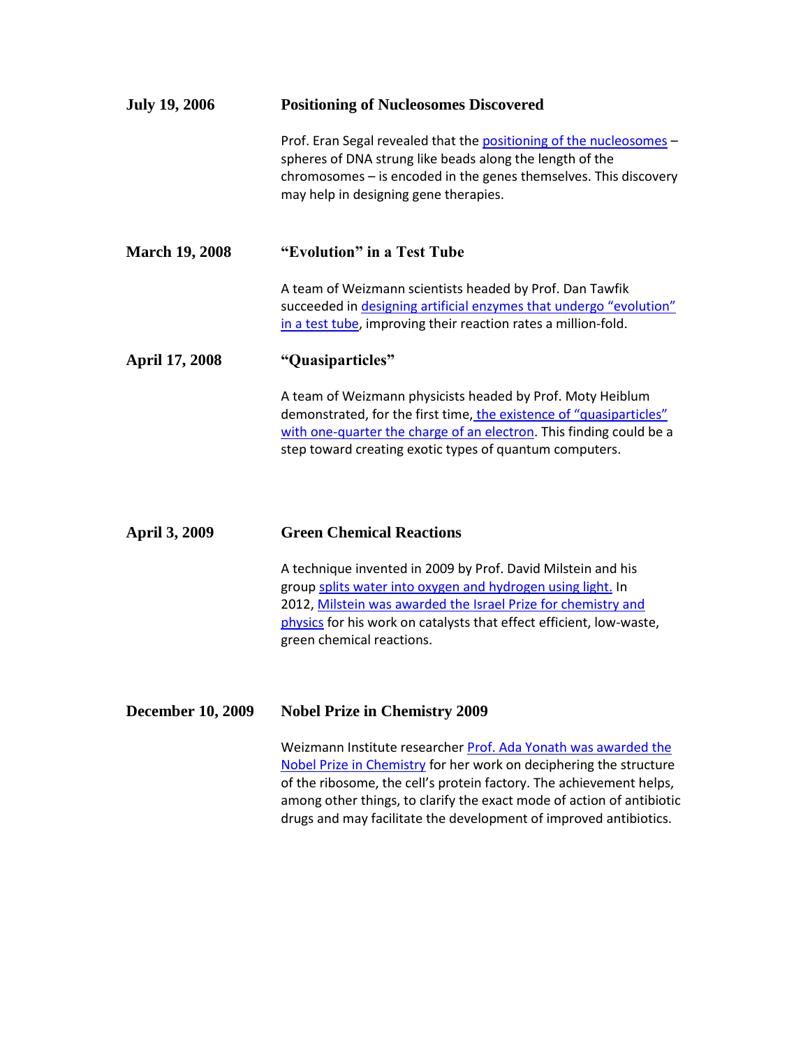**July 19, 2006** **Positioning of Nucleosomes Discovered**

Prof. Eran Segal revealed that the positioning of the nucleosomes – spheres of DNA strung like beads along the length of the chromosomes – is encoded in the genes themselves. This discovery may help in designing gene therapies.

**March 19, 2008** **"Evolution" in a Test Tube**

A team of Weizmann scientists headed by Prof. Dan Tawfik succeeded in designing artificial enzymes that undergo "evolution" in a test tube, improving their reaction rates a million-fold.

**April 17, 2008** **"Quasiparticles"**

A team of Weizmann physicists headed by Prof. Moty Heiblum demonstrated, for the first time, the existence of "quasiparticles" with one-quarter the charge of an electron. This finding could be a step toward creating exotic types of quantum computers.

**April 3, 2009** **Green Chemical Reactions**

A technique invented in 2009 by Prof. David Milstein and his group splits water into oxygen and hydrogen using light. In 2012, Milstein was awarded the Israel Prize for chemistry and physics for his work on catalysts that effect efficient, low-waste, green chemical reactions.

**December 10, 2009** **Nobel Prize in Chemistry 2009**

Weizmann Institute researcher Prof. Ada Yonath was awarded the Nobel Prize in Chemistry for her work on deciphering the structure of the ribosome, the cell's protein factory. The achievement helps, among other things, to clarify the exact mode of action of antibiotic drugs and may facilitate the development of improved antibiotics.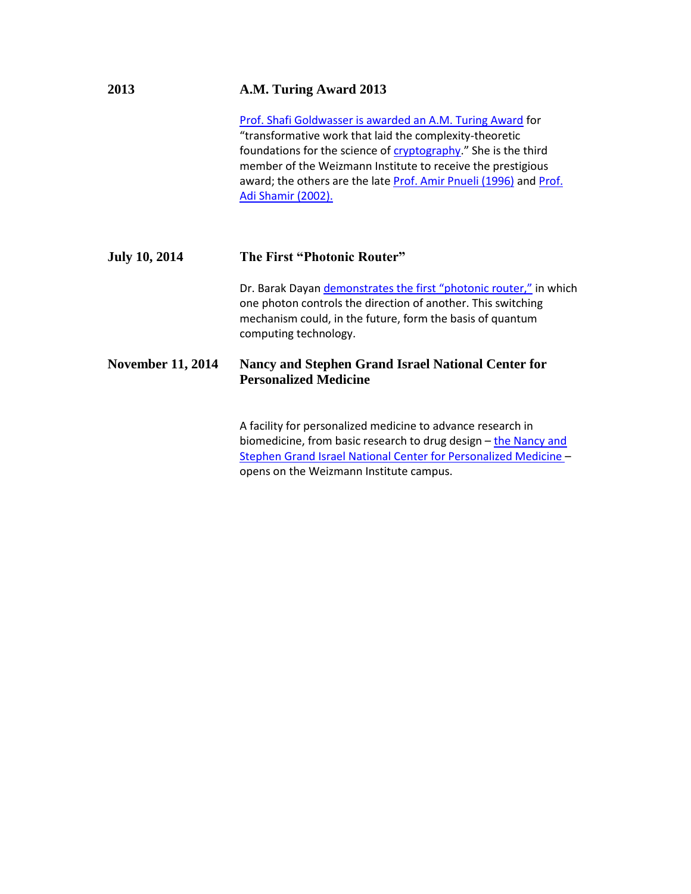**2013** **A.M. Turing Award 2013**

Prof. Shafi Goldwasser is awarded an A.M. Turing Award for "transformative work that laid the complexity-theoretic foundations for the science of cryptography." She is the third member of the Weizmann Institute to receive the prestigious award; the others are the late Prof. Amir Pnueli (1996) and Prof. Adi Shamir (2002).

**July 10, 2014** **The First "Photonic Router"**

Dr. Barak Dayan demonstrates the first "photonic router," in which one photon controls the direction of another. This switching mechanism could, in the future, form the basis of quantum computing technology.

**November 11, 2014** **Nancy and Stephen Grand Israel National Center for Personalized Medicine**

A facility for personalized medicine to advance research in biomedicine, from basic research to drug design – the Nancy and Stephen Grand Israel National Center for Personalized Medicine – opens on the Weizmann Institute campus.